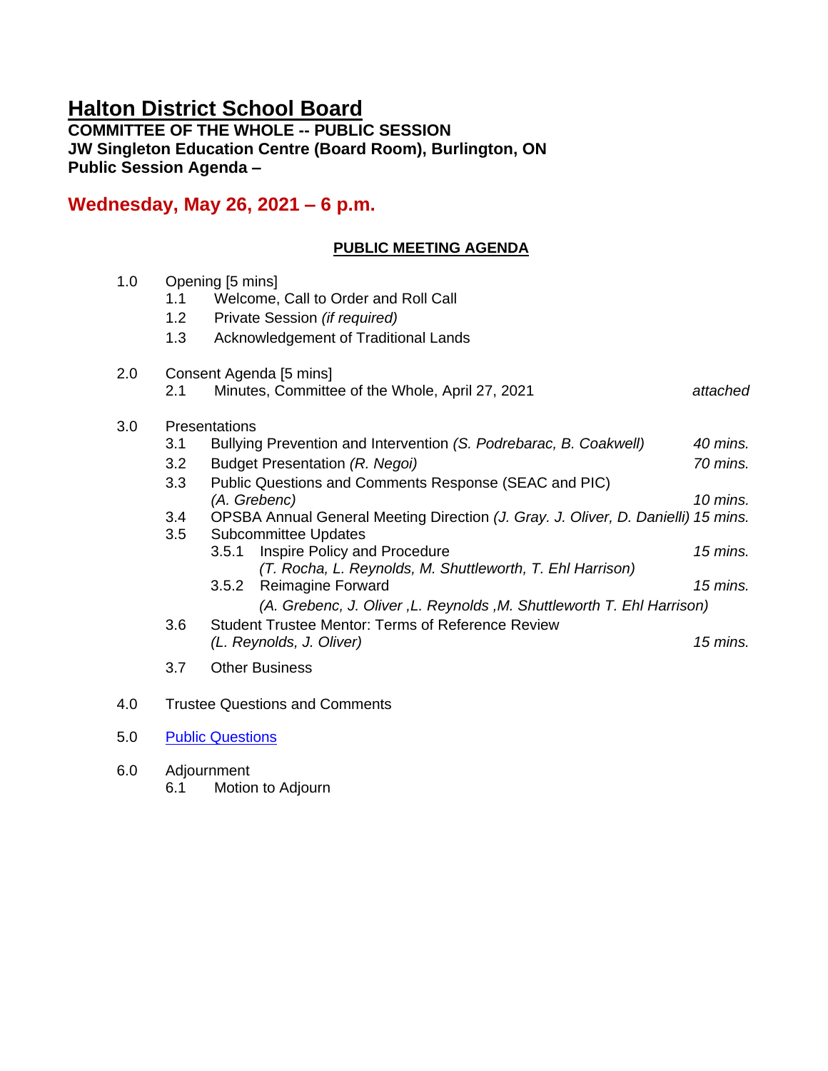# Halton District School Board

**COMMITTEE OF THE WHOLE -- PUBLIC SESSION**
**JW Singleton Education Centre (Board Room), Burlington, ON**
**Public Session Agenda –**

## Wednesday, May 26, 2021 – 6 p.m.

### PUBLIC MEETING AGENDA

1.0 Opening [5 mins]
- 1.1 Welcome, Call to Order and Roll Call
- 1.2 Private Session *(if required)*
- 1.3 Acknowledgement of Traditional Lands

2.0 Consent Agenda [5 mins]
- 2.1 Minutes, Committee of the Whole, April 27, 2021 — *attached*

3.0 Presentations
- 3.1 Bullying Prevention and Intervention *(S. Podrebarac, B. Coakwell)* — *40 mins.*
- 3.2 Budget Presentation *(R. Negoi)* — *70 mins.*
- 3.3 Public Questions and Comments Response (SEAC and PIC) *(A. Grebenc)* — *10 mins.*
- 3.4 OPSBA Annual General Meeting Direction *(J. Gray. J. Oliver, D. Danielli)* — *15 mins.*
- 3.5 Subcommittee Updates
  - 3.5.1 Inspire Policy and Procedure *(T. Rocha, L. Reynolds, M. Shuttleworth, T. Ehl Harrison)* — *15 mins.*
  - 3.5.2 Reimagine Forward *(A. Grebenc, J. Oliver ,L. Reynolds ,M. Shuttleworth T. Ehl Harrison)* — *15 mins.*
- 3.6 Student Trustee Mentor: Terms of Reference Review *(L. Reynolds, J. Oliver)* — *15 mins.*
- 3.7 Other Business

4.0 Trustee Questions and Comments

5.0 Public Questions

6.0 Adjournment
- 6.1 Motion to Adjourn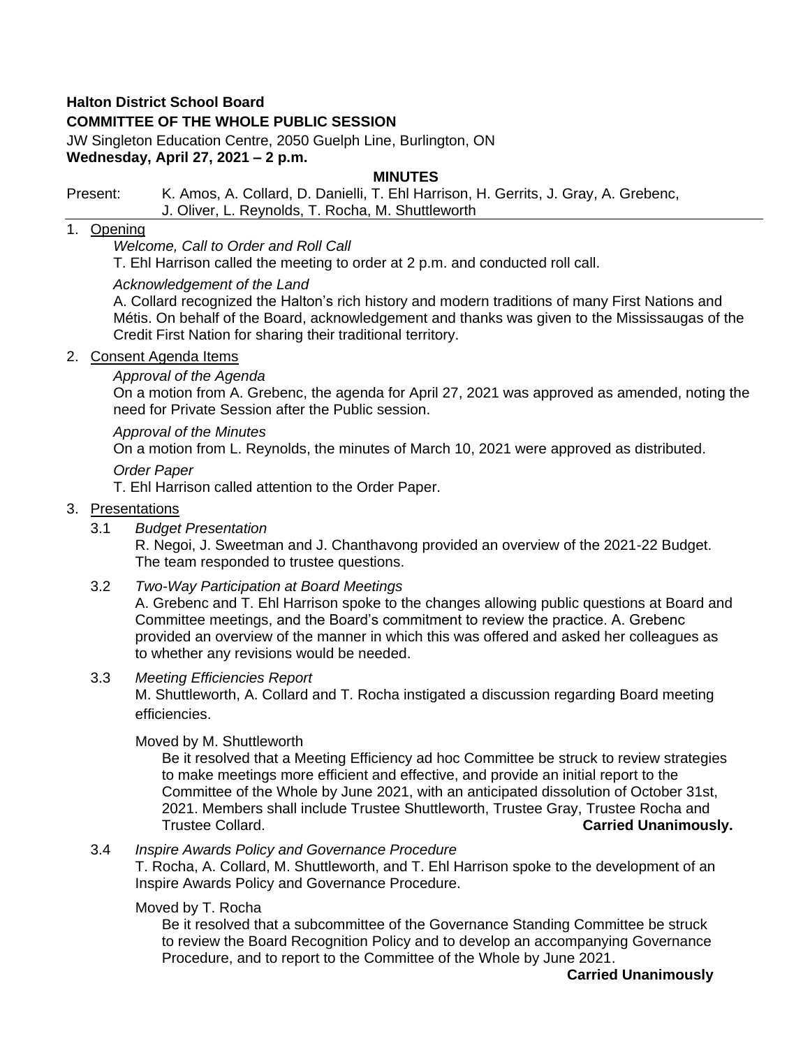**Halton District School Board**
**COMMITTEE OF THE WHOLE PUBLIC SESSION**
JW Singleton Education Centre, 2050 Guelph Line, Burlington, ON
**Wednesday, April 27, 2021 – 2 p.m.**

**MINUTES**

Present: K. Amos, A. Collard, D. Danielli, T. Ehl Harrison, H. Gerrits, J. Gray, A. Grebenc, J. Oliver, L. Reynolds, T. Rocha, M. Shuttleworth

---

1. Opening

   *Welcome, Call to Order and Roll Call*
   T. Ehl Harrison called the meeting to order at 2 p.m. and conducted roll call.

   *Acknowledgement of the Land*
   A. Collard recognized the Halton's rich history and modern traditions of many First Nations and Métis. On behalf of the Board, acknowledgement and thanks was given to the Mississaugas of the Credit First Nation for sharing their traditional territory.

2. Consent Agenda Items

   *Approval of the Agenda*
   On a motion from A. Grebenc, the agenda for April 27, 2021 was approved as amended, noting the need for Private Session after the Public session.

   *Approval of the Minutes*
   On a motion from L. Reynolds, the minutes of March 10, 2021 were approved as distributed.

   *Order Paper*
   T. Ehl Harrison called attention to the Order Paper.

3. Presentations

   3.1 *Budget Presentation*
   R. Negoi, J. Sweetman and J. Chanthavong provided an overview of the 2021-22 Budget. The team responded to trustee questions.

   3.2 *Two-Way Participation at Board Meetings*
   A. Grebenc and T. Ehl Harrison spoke to the changes allowing public questions at Board and Committee meetings, and the Board's commitment to review the practice. A. Grebenc provided an overview of the manner in which this was offered and asked her colleagues as to whether any revisions would be needed.

   3.3 *Meeting Efficiencies Report*
   M. Shuttleworth, A. Collard and T. Rocha instigated a discussion regarding Board meeting efficiencies.

   Moved by M. Shuttleworth

   Be it resolved that a Meeting Efficiency ad hoc Committee be struck to review strategies to make meetings more efficient and effective, and provide an initial report to the Committee of the Whole by June 2021, with an anticipated dissolution of October 31st, 2021. Members shall include Trustee Shuttleworth, Trustee Gray, Trustee Rocha and Trustee Collard. **Carried Unanimously.**

   3.4 *Inspire Awards Policy and Governance Procedure*
   T. Rocha, A. Collard, M. Shuttleworth, and T. Ehl Harrison spoke to the development of an Inspire Awards Policy and Governance Procedure.

   Moved by T. Rocha

   Be it resolved that a subcommittee of the Governance Standing Committee be struck to review the Board Recognition Policy and to develop an accompanying Governance Procedure, and to report to the Committee of the Whole by June 2021.

   **Carried Unanimously**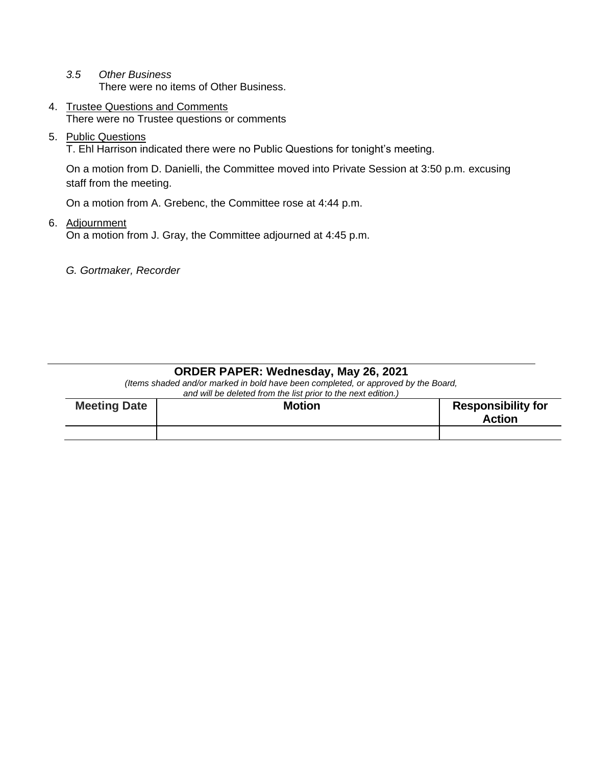*3.5 Other Business*

There were no items of Other Business.

4. Trustee Questions and Comments

   There were no Trustee questions or comments

5. Public Questions

   T. Ehl Harrison indicated there were no Public Questions for tonight's meeting.

   On a motion from D. Danielli, the Committee moved into Private Session at 3:50 p.m. excusing staff from the meeting.

   On a motion from A. Grebenc, the Committee rose at 4:44 p.m.

6. Adjournment

   On a motion from J. Gray, the Committee adjourned at 4:45 p.m.

*G. Gortmaker, Recorder*

---

## ORDER PAPER: Wednesday, May 26, 2021

*(Items shaded and/or marked in bold have been completed, or approved by the Board, and will be deleted from the list prior to the next edition.)*

| Meeting Date | Motion | Responsibility for Action |
|---|---|---|
| | | |